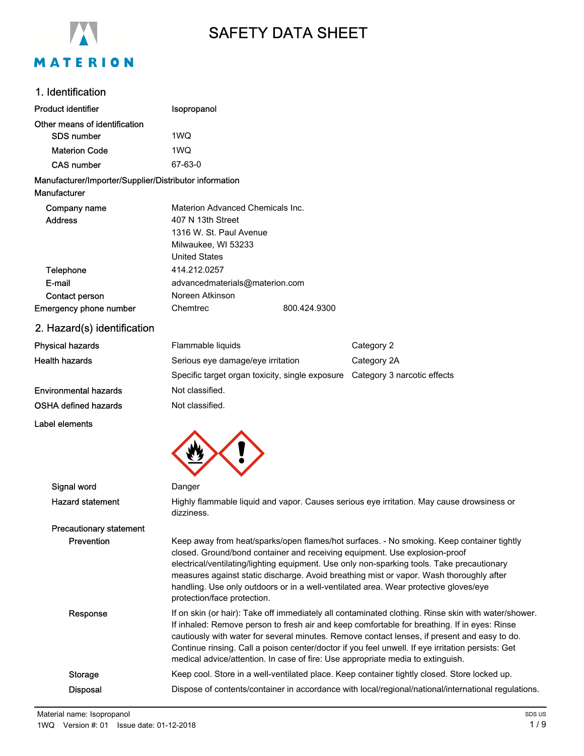# SAFETY DATA SHEET

## 1. Identification

| | |
|---|---|
| **Product identifier** | Isopropanol |
| **Other means of identification** | |
| SDS number | 1WQ |
| Materion Code | 1WQ |
| CAS number | 67-63-0 |

**Manufacturer/Importer/Supplier/Distributor information**

**Manufacturer**

| | |
|---|---|
| Company name | Materion Advanced Chemicals Inc. |
| Address | 407 N 13th Street<br>1316 W. St. Paul Avenue<br>Milwaukee, WI 53233<br>United States |
| Telephone | 414.212.0257 |
| E-mail | advancedmaterials@materion.com |
| Contact person | Noreen Atkinson |
| **Emergency phone number** | Chemtrec 800.424.9300 |

## 2. Hazard(s) identification

| | | |
|---|---|---|
| **Physical hazards** | Flammable liquids | Category 2 |
| **Health hazards** | Serious eye damage/eye irritation | Category 2A |
| | Specific target organ toxicity, single exposure | Category 3 narcotic effects |
| **Environmental hazards** | Not classified. | |
| **OSHA defined hazards** | Not classified. | |

**Label elements**

**Signal word** Danger

**Hazard statement** Highly flammable liquid and vapor. Causes serious eye irritation. May cause drowsiness or dizziness.

**Precautionary statement**

**Prevention** Keep away from heat/sparks/open flames/hot surfaces. - No smoking. Keep container tightly closed. Ground/bond container and receiving equipment. Use explosion-proof electrical/ventilating/lighting equipment. Use only non-sparking tools. Take precautionary measures against static discharge. Avoid breathing mist or vapor. Wash thoroughly after handling. Use only outdoors or in a well-ventilated area. Wear protective gloves/eye protection/face protection.

**Response** If on skin (or hair): Take off immediately all contaminated clothing. Rinse skin with water/shower. If inhaled: Remove person to fresh air and keep comfortable for breathing. If in eyes: Rinse cautiously with water for several minutes. Remove contact lenses, if present and easy to do. Continue rinsing. Call a poison center/doctor if you feel unwell. If eye irritation persists: Get medical advice/attention. In case of fire: Use appropriate media to extinguish.

**Storage** Keep cool. Store in a well-ventilated place. Keep container tightly closed. Store locked up.

**Disposal** Dispose of contents/container in accordance with local/regional/national/international regulations.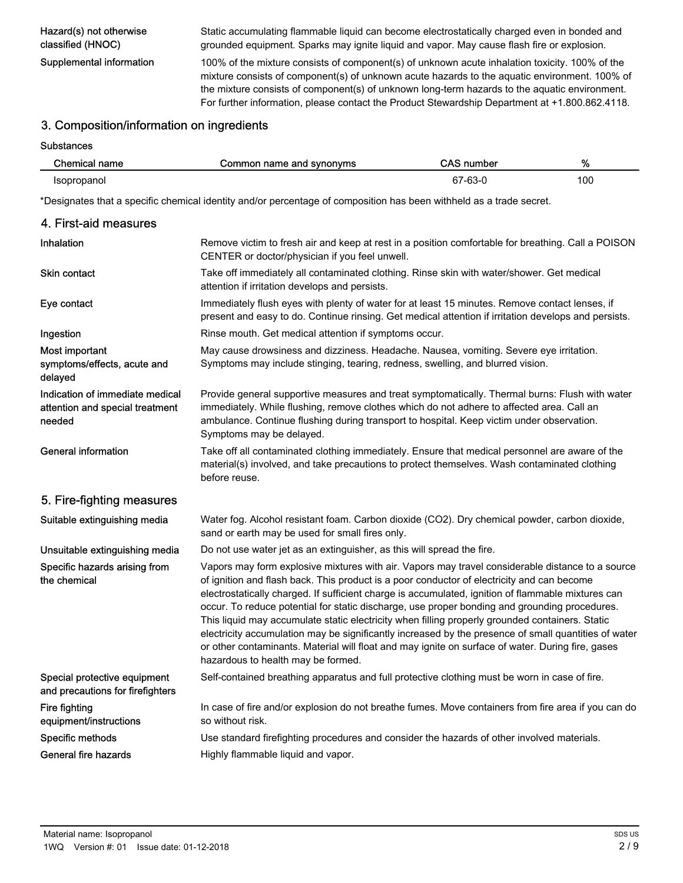| | |
|---|---|
| Hazard(s) not otherwise classified (HNOC) | Static accumulating flammable liquid can become electrostatically charged even in bonded and grounded equipment. Sparks may ignite liquid and vapor. May cause flash fire or explosion. |
| Supplemental information | 100% of the mixture consists of component(s) of unknown acute inhalation toxicity. 100% of the mixture consists of component(s) of unknown acute hazards to the aquatic environment. 100% of the mixture consists of component(s) of unknown long-term hazards to the aquatic environment. For further information, please contact the Product Stewardship Department at +1.800.862.4118. |

## 3. Composition/information on ingredients

Substances

| Chemical name | Common name and synonyms | CAS number | % |
|---|---|---|---|
| Isopropanol | | 67-63-0 | 100 |

*Designates that a specific chemical identity and/or percentage of composition has been withheld as a trade secret.

## 4. First-aid measures

| | |
|---|---|
| Inhalation | Remove victim to fresh air and keep at rest in a position comfortable for breathing. Call a POISON CENTER or doctor/physician if you feel unwell. |
| Skin contact | Take off immediately all contaminated clothing. Rinse skin with water/shower. Get medical attention if irritation develops and persists. |
| Eye contact | Immediately flush eyes with plenty of water for at least 15 minutes. Remove contact lenses, if present and easy to do. Continue rinsing. Get medical attention if irritation develops and persists. |
| Ingestion | Rinse mouth. Get medical attention if symptoms occur. |
| Most important symptoms/effects, acute and delayed | May cause drowsiness and dizziness. Headache. Nausea, vomiting. Severe eye irritation. Symptoms may include stinging, tearing, redness, swelling, and blurred vision. |
| Indication of immediate medical attention and special treatment needed | Provide general supportive measures and treat symptomatically. Thermal burns: Flush with water immediately. While flushing, remove clothes which do not adhere to affected area. Call an ambulance. Continue flushing during transport to hospital. Keep victim under observation. Symptoms may be delayed. |
| General information | Take off all contaminated clothing immediately. Ensure that medical personnel are aware of the material(s) involved, and take precautions to protect themselves. Wash contaminated clothing before reuse. |

## 5. Fire-fighting measures

| | |
|---|---|
| Suitable extinguishing media | Water fog. Alcohol resistant foam. Carbon dioxide ($CO_2$). Dry chemical powder, carbon dioxide, sand or earth may be used for small fires only. |
| Unsuitable extinguishing media | Do not use water jet as an extinguisher, as this will spread the fire. |
| Specific hazards arising from the chemical | Vapors may form explosive mixtures with air. Vapors may travel considerable distance to a source of ignition and flash back. This product is a poor conductor of electricity and can become electrostatically charged. If sufficient charge is accumulated, ignition of flammable mixtures can occur. To reduce potential for static discharge, use proper bonding and grounding procedures. This liquid may accumulate static electricity when filling properly grounded containers. Static electricity accumulation may be significantly increased by the presence of small quantities of water or other contaminants. Material will float and may ignite on surface of water. During fire, gases hazardous to health may be formed. |
| Special protective equipment and precautions for firefighters | Self-contained breathing apparatus and full protective clothing must be worn in case of fire. |
| Fire fighting equipment/instructions | In case of fire and/or explosion do not breathe fumes. Move containers from fire area if you can do so without risk. |
| Specific methods | Use standard firefighting procedures and consider the hazards of other involved materials. |
| General fire hazards | Highly flammable liquid and vapor. |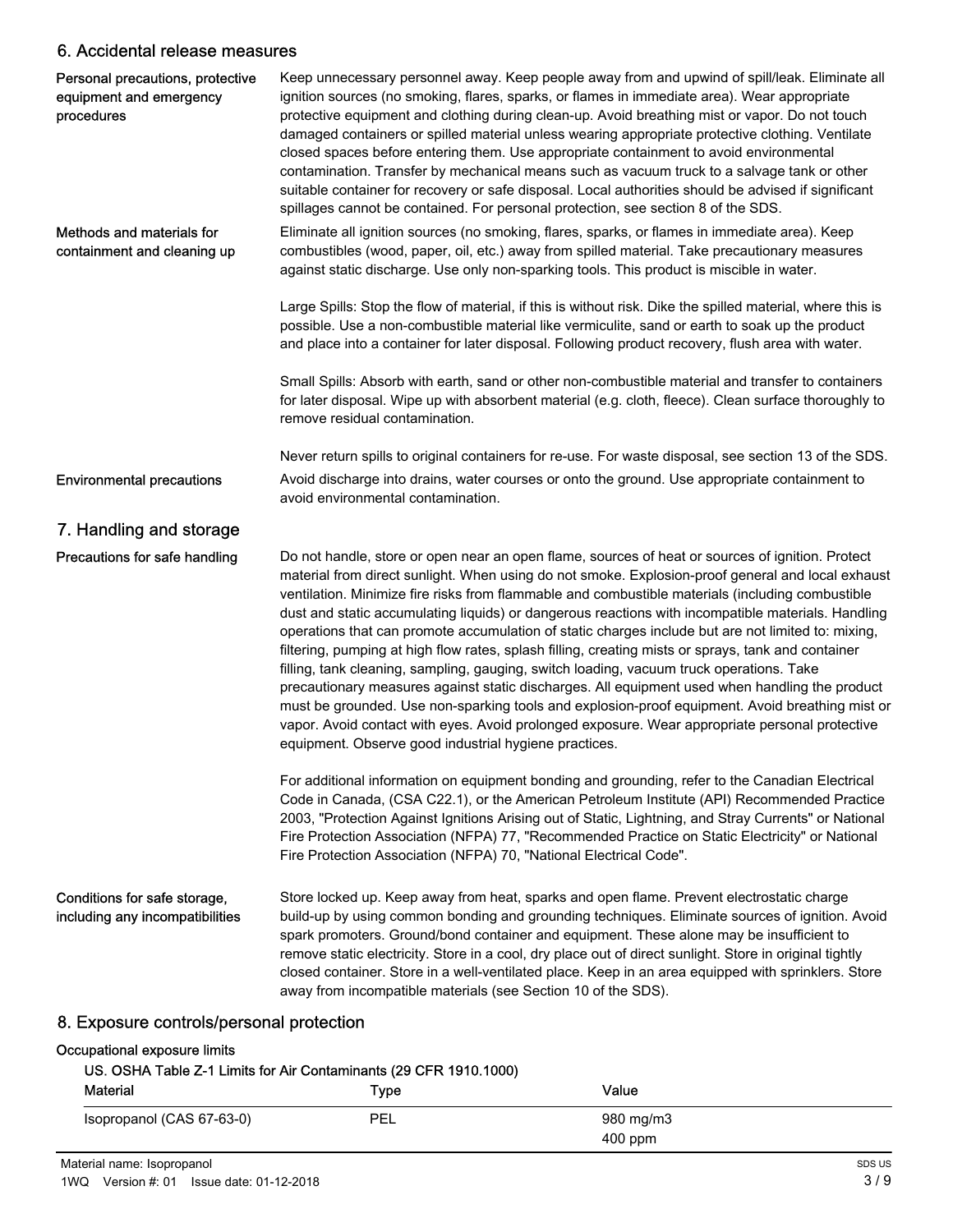## 6. Accidental release measures

**Personal precautions, protective equipment and emergency procedures**

Keep unnecessary personnel away. Keep people away from and upwind of spill/leak. Eliminate all ignition sources (no smoking, flares, sparks, or flames in immediate area). Wear appropriate protective equipment and clothing during clean-up. Avoid breathing mist or vapor. Do not touch damaged containers or spilled material unless wearing appropriate protective clothing. Ventilate closed spaces before entering them. Use appropriate containment to avoid environmental contamination. Transfer by mechanical means such as vacuum truck to a salvage tank or other suitable container for recovery or safe disposal. Local authorities should be advised if significant spillages cannot be contained. For personal protection, see section 8 of the SDS.

**Methods and materials for containment and cleaning up**

Eliminate all ignition sources (no smoking, flares, sparks, or flames in immediate area). Keep combustibles (wood, paper, oil, etc.) away from spilled material. Take precautionary measures against static discharge. Use only non-sparking tools. This product is miscible in water.

Large Spills: Stop the flow of material, if this is without risk. Dike the spilled material, where this is possible. Use a non-combustible material like vermiculite, sand or earth to soak up the product and place into a container for later disposal. Following product recovery, flush area with water.

Small Spills: Absorb with earth, sand or other non-combustible material and transfer to containers for later disposal. Wipe up with absorbent material (e.g. cloth, fleece). Clean surface thoroughly to remove residual contamination.

Never return spills to original containers for re-use. For waste disposal, see section 13 of the SDS.

**Environmental precautions**

Avoid discharge into drains, water courses or onto the ground. Use appropriate containment to avoid environmental contamination.

## 7. Handling and storage

**Precautions for safe handling**

Do not handle, store or open near an open flame, sources of heat or sources of ignition. Protect material from direct sunlight. When using do not smoke. Explosion-proof general and local exhaust ventilation. Minimize fire risks from flammable and combustible materials (including combustible dust and static accumulating liquids) or dangerous reactions with incompatible materials. Handling operations that can promote accumulation of static charges include but are not limited to: mixing, filtering, pumping at high flow rates, splash filling, creating mists or sprays, tank and container filling, tank cleaning, sampling, gauging, switch loading, vacuum truck operations. Take precautionary measures against static discharges. All equipment used when handling the product must be grounded. Use non-sparking tools and explosion-proof equipment. Avoid breathing mist or vapor. Avoid contact with eyes. Avoid prolonged exposure. Wear appropriate personal protective equipment. Observe good industrial hygiene practices.

For additional information on equipment bonding and grounding, refer to the Canadian Electrical Code in Canada, (CSA C22.1), or the American Petroleum Institute (API) Recommended Practice 2003, "Protection Against Ignitions Arising out of Static, Lightning, and Stray Currents" or National Fire Protection Association (NFPA) 77, "Recommended Practice on Static Electricity" or National Fire Protection Association (NFPA) 70, "National Electrical Code".

**Conditions for safe storage, including any incompatibilities**

Store locked up. Keep away from heat, sparks and open flame. Prevent electrostatic charge build-up by using common bonding and grounding techniques. Eliminate sources of ignition. Avoid spark promoters. Ground/bond container and equipment. These alone may be insufficient to remove static electricity. Store in a cool, dry place out of direct sunlight. Store in original tightly closed container. Store in a well-ventilated place. Keep in an area equipped with sprinklers. Store away from incompatible materials (see Section 10 of the SDS).

## 8. Exposure controls/personal protection

**Occupational exposure limits**

US. OSHA Table Z-1 Limits for Air Contaminants (29 CFR 1910.1000)

| Material | Type | Value |
|---|---|---|
| Isopropanol (CAS 67-63-0) | PEL | 980 mg/m3 |
| | | 400 ppm |

Material name: Isopropanol

1WQ Version #: 01 Issue date: 01-12-2018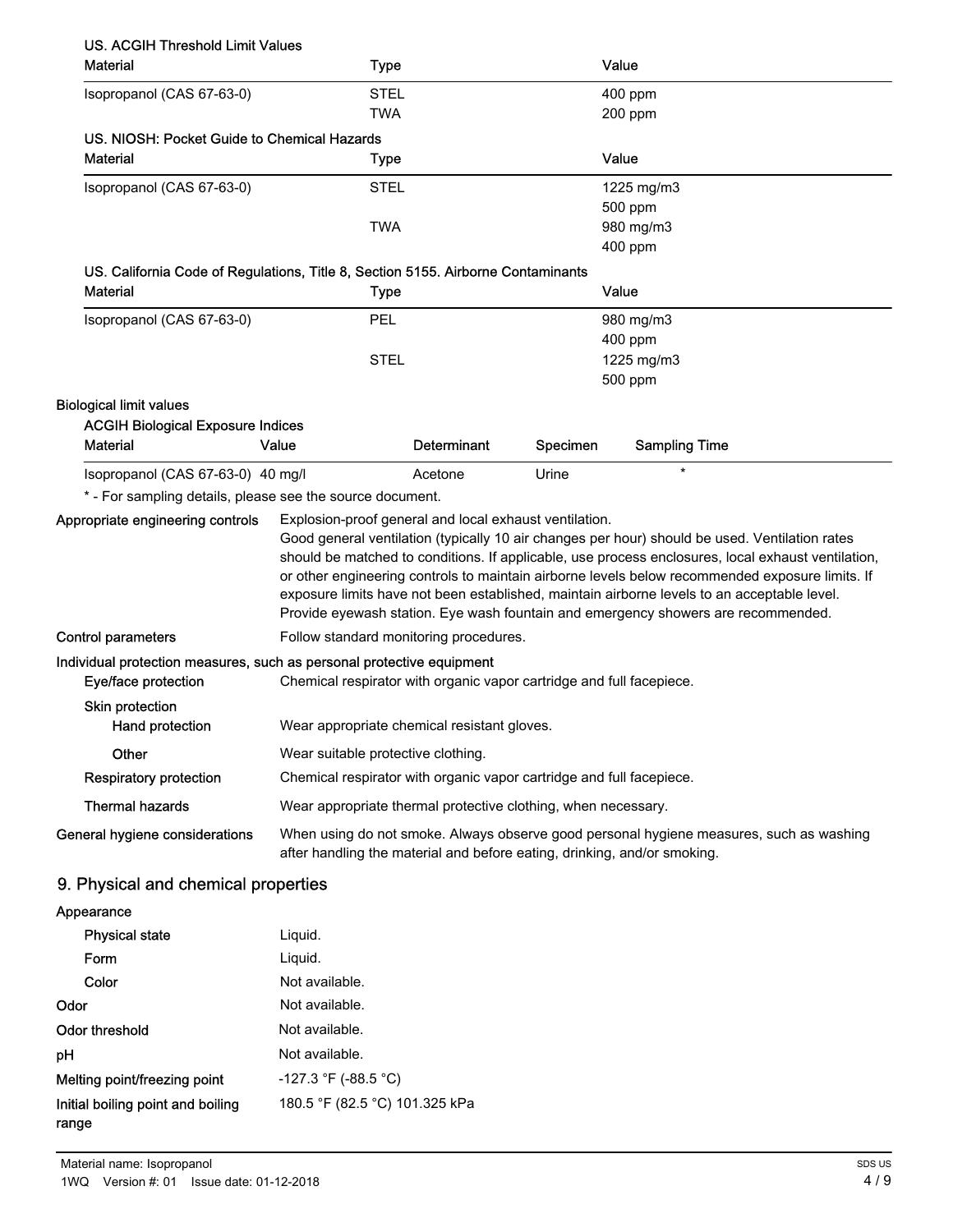**US. ACGIH Threshold Limit Values**

| Material | Type | Value |
|---|---|---|
| Isopropanol (CAS 67-63-0) | STEL | 400 ppm |
| | TWA | 200 ppm |

**US. NIOSH: Pocket Guide to Chemical Hazards**

| Material | Type | Value |
|---|---|---|
| Isopropanol (CAS 67-63-0) | STEL | 1225 mg/m3 |
| | | 500 ppm |
| | TWA | 980 mg/m3 |
| | | 400 ppm |

**US. California Code of Regulations, Title 8, Section 5155. Airborne Contaminants**

| Material | Type | Value |
|---|---|---|
| Isopropanol (CAS 67-63-0) | PEL | 980 mg/m3 |
| | | 400 ppm |
| | STEL | 1225 mg/m3 |
| | | 500 ppm |

**Biological limit values**

**ACGIH Biological Exposure Indices**

| Material | Value | Determinant | Specimen | Sampling Time |
|---|---|---|---|---|
| Isopropanol (CAS 67-63-0) | 40 mg/l | Acetone | Urine | * |

* - For sampling details, please see the source document.

**Appropriate engineering controls** Explosion-proof general and local exhaust ventilation. Good general ventilation (typically 10 air changes per hour) should be used. Ventilation rates should be matched to conditions. If applicable, use process enclosures, local exhaust ventilation, or other engineering controls to maintain airborne levels below recommended exposure limits. If exposure limits have not been established, maintain airborne levels to an acceptable level. Provide eyewash station. Eye wash fountain and emergency showers are recommended.

**Control parameters** Follow standard monitoring procedures.

**Individual protection measures, such as personal protective equipment**

**Eye/face protection** Chemical respirator with organic vapor cartridge and full facepiece.

**Skin protection**

**Hand protection** Wear appropriate chemical resistant gloves.

**Other** Wear suitable protective clothing.

**Respiratory protection** Chemical respirator with organic vapor cartridge and full facepiece.

**Thermal hazards** Wear appropriate thermal protective clothing, when necessary.

**General hygiene considerations** When using do not smoke. Always observe good personal hygiene measures, such as washing after handling the material and before eating, drinking, and/or smoking.

## 9. Physical and chemical properties

**Appearance**

**Physical state** Liquid.

**Form** Liquid.

**Color** Not available.

**Odor** Not available.

**Odor threshold** Not available.

**pH** Not available.

**Melting point/freezing point** -127.3 °F (-88.5 °C)

**Initial boiling point and boiling range** 180.5 °F (82.5 °C) 101.325 kPa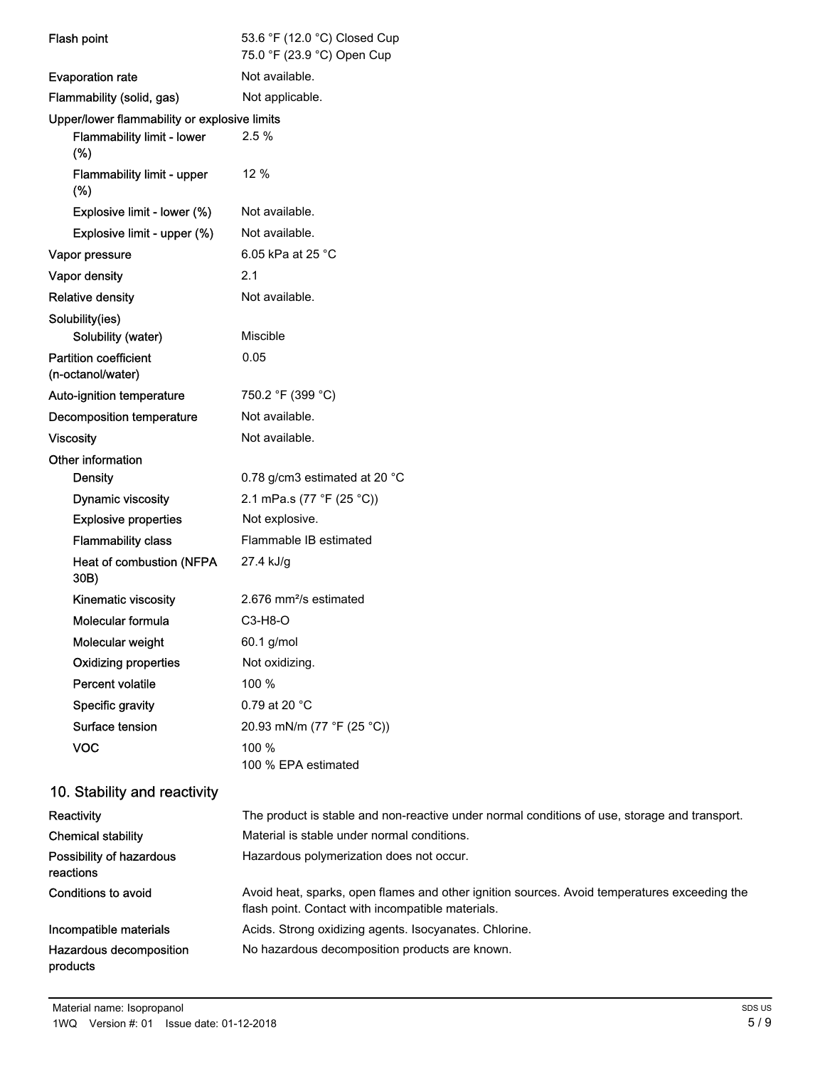| | |
|---|---|
| Flash point | 53.6 °F (12.0 °C) Closed Cup<br>75.0 °F (23.9 °C) Open Cup |
| Evaporation rate | Not available. |
| Flammability (solid, gas) | Not applicable. |
| **Upper/lower flammability or explosive limits** | |
| Flammability limit - lower (%) | 2.5 % |
| Flammability limit - upper (%) | 12 % |
| Explosive limit - lower (%) | Not available. |
| Explosive limit - upper (%) | Not available. |
| Vapor pressure | 6.05 kPa at 25 °C |
| Vapor density | 2.1 |
| Relative density | Not available. |
| **Solubility(ies)** | |
| Solubility (water) | Miscible |
| Partition coefficient (n-octanol/water) | 0.05 |
| Auto-ignition temperature | 750.2 °F (399 °C) |
| Decomposition temperature | Not available. |
| Viscosity | Not available. |
| **Other information** | |
| Density | 0.78 g/cm3 estimated at 20 °C |
| Dynamic viscosity | 2.1 mPa.s (77 °F (25 °C)) |
| Explosive properties | Not explosive. |
| Flammability class | Flammable IB estimated |
| Heat of combustion (NFPA 30B) | 27.4 kJ/g |
| Kinematic viscosity | 2.676 mm²/s estimated |
| Molecular formula | C3-H8-O |
| Molecular weight | 60.1 g/mol |
| Oxidizing properties | Not oxidizing. |
| Percent volatile | 100 % |
| Specific gravity | 0.79 at 20 °C |
| Surface tension | 20.93 mN/m (77 °F (25 °C)) |
| VOC | 100 %<br>100 % EPA estimated |

## 10. Stability and reactivity

| | |
|---|---|
| Reactivity | The product is stable and non-reactive under normal conditions of use, storage and transport. |
| Chemical stability | Material is stable under normal conditions. |
| Possibility of hazardous reactions | Hazardous polymerization does not occur. |
| Conditions to avoid | Avoid heat, sparks, open flames and other ignition sources. Avoid temperatures exceeding the flash point. Contact with incompatible materials. |
| Incompatible materials | Acids. Strong oxidizing agents. Isocyanates. Chlorine. |
| Hazardous decomposition products | No hazardous decomposition products are known. |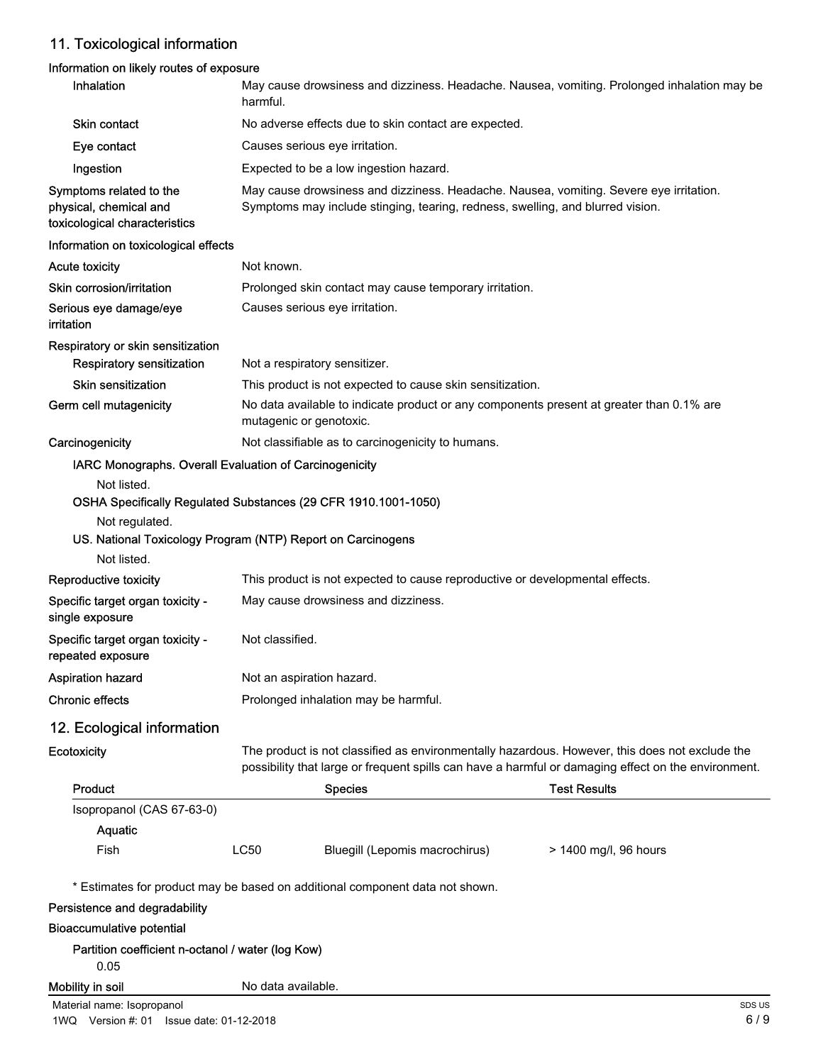## 11. Toxicological information

### Information on likely routes of exposure

| | |
|---|---|
| Inhalation | May cause drowsiness and dizziness. Headache. Nausea, vomiting. Prolonged inhalation may be harmful. |
| Skin contact | No adverse effects due to skin contact are expected. |
| Eye contact | Causes serious eye irritation. |
| Ingestion | Expected to be a low ingestion hazard. |
| Symptoms related to the physical, chemical and toxicological characteristics | May cause drowsiness and dizziness. Headache. Nausea, vomiting. Severe eye irritation. Symptoms may include stinging, tearing, redness, swelling, and blurred vision. |

### Information on toxicological effects

| | |
|---|---|
| Acute toxicity | Not known. |
| Skin corrosion/irritation | Prolonged skin contact may cause temporary irritation. |
| Serious eye damage/eye irritation | Causes serious eye irritation. |

**Respiratory or skin sensitization**

| | |
|---|---|
| Respiratory sensitization | Not a respiratory sensitizer. |
| Skin sensitization | This product is not expected to cause skin sensitization. |
| Germ cell mutagenicity | No data available to indicate product or any components present at greater than 0.1% are mutagenic or genotoxic. |
| Carcinogenicity | Not classifiable as to carcinogenicity to humans. |

**IARC Monographs. Overall Evaluation of Carcinogenicity**

Not listed.

**OSHA Specifically Regulated Substances (29 CFR 1910.1001-1050)**

Not regulated.

**US. National Toxicology Program (NTP) Report on Carcinogens**

Not listed.

| | |
|---|---|
| Reproductive toxicity | This product is not expected to cause reproductive or developmental effects. |
| Specific target organ toxicity - single exposure | May cause drowsiness and dizziness. |
| Specific target organ toxicity - repeated exposure | Not classified. |
| Aspiration hazard | Not an aspiration hazard. |
| Chronic effects | Prolonged inhalation may be harmful. |

## 12. Ecological information

**Ecotoxicity** The product is not classified as environmentally hazardous. However, this does not exclude the possibility that large or frequent spills can have a harmful or damaging effect on the environment.

| Product | | Species | Test Results |
|---|---|---|---|
| Isopropanol (CAS 67-63-0) | | | |
| Aquatic | | | |
| Fish | LC50 | Bluegill (Lepomis macrochirus) | > 1400 mg/l, 96 hours |

\* Estimates for product may be based on additional component data not shown.

**Persistence and degradability**

**Bioaccumulative potential**

**Partition coefficient n-octanol / water (log Kow)**

0.05

**Mobility in soil** No data available.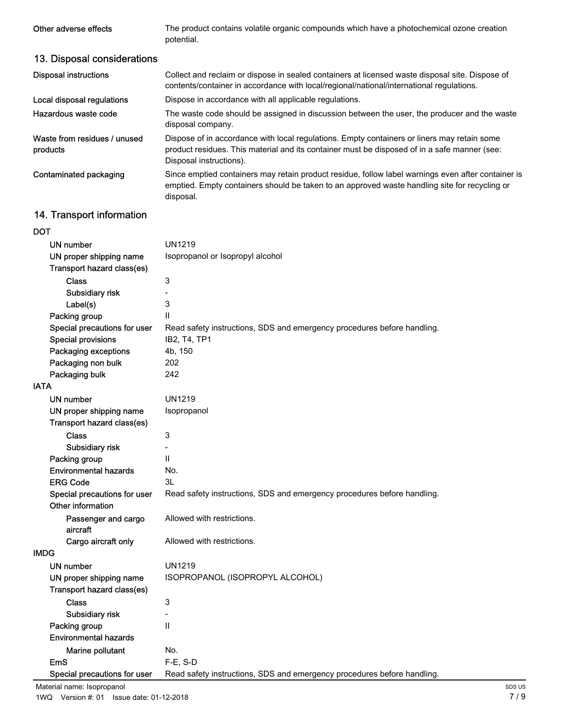| | |
|---|---|
| Other adverse effects | The product contains volatile organic compounds which have a photochemical ozone creation potential. |

## 13. Disposal considerations

| | |
|---|---|
| Disposal instructions | Collect and reclaim or dispose in sealed containers at licensed waste disposal site. Dispose of contents/container in accordance with local/regional/national/international regulations. |
| Local disposal regulations | Dispose in accordance with all applicable regulations. |
| Hazardous waste code | The waste code should be assigned in discussion between the user, the producer and the waste disposal company. |
| Waste from residues / unused products | Dispose of in accordance with local regulations. Empty containers or liners may retain some product residues. This material and its container must be disposed of in a safe manner (see: Disposal instructions). |
| Contaminated packaging | Since emptied containers may retain product residue, follow label warnings even after container is emptied. Empty containers should be taken to an approved waste handling site for recycling or disposal. |

## 14. Transport information

**DOT**

| | |
|---|---|
| UN number | UN1219 |
| UN proper shipping name | Isopropanol or Isopropyl alcohol |
| Transport hazard class(es) | |
| Class | 3 |
| Subsidiary risk | - |
| Label(s) | 3 |
| Packing group | II |
| Special precautions for user | Read safety instructions, SDS and emergency procedures before handling. |
| Special provisions | IB2, T4, TP1 |
| Packaging exceptions | 4b, 150 |
| Packaging non bulk | 202 |
| Packaging bulk | 242 |

**IATA**

| | |
|---|---|
| UN number | UN1219 |
| UN proper shipping name | Isopropanol |
| Transport hazard class(es) | |
| Class | 3 |
| Subsidiary risk | - |
| Packing group | II |
| Environmental hazards | No. |
| ERG Code | 3L |
| Special precautions for user | Read safety instructions, SDS and emergency procedures before handling. |
| Other information | |
| Passenger and cargo aircraft | Allowed with restrictions. |
| Cargo aircraft only | Allowed with restrictions. |

**IMDG**

| | |
|---|---|
| UN number | UN1219 |
| UN proper shipping name | ISOPROPANOL (ISOPROPYL ALCOHOL) |
| Transport hazard class(es) | |
| Class | 3 |
| Subsidiary risk | - |
| Packing group | II |
| Environmental hazards | |
| Marine pollutant | No. |
| EmS | F-E, S-D |
| Special precautions for user | Read safety instructions, SDS and emergency procedures before handling. |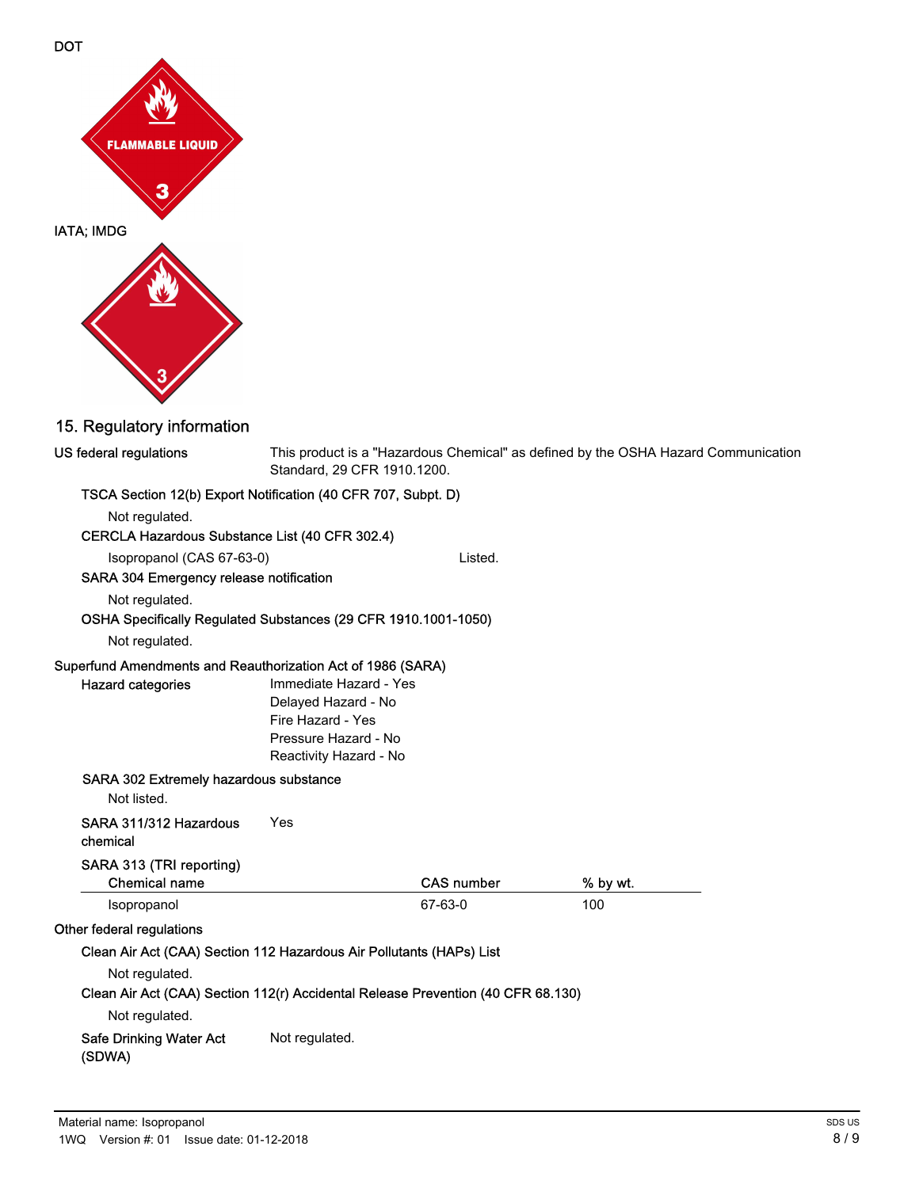DOT

IATA; IMDG

## 15. Regulatory information

**US federal regulations**
This product is a "Hazardous Chemical" as defined by the OSHA Hazard Communication Standard, 29 CFR 1910.1200.

**TSCA Section 12(b) Export Notification (40 CFR 707, Subpt. D)**

Not regulated.

**CERCLA Hazardous Substance List (40 CFR 302.4)**

Isopropanol (CAS 67-63-0) Listed.

**SARA 304 Emergency release notification**

Not regulated.

**OSHA Specifically Regulated Substances (29 CFR 1910.1001-1050)**

Not regulated.

**Superfund Amendments and Reauthorization Act of 1986 (SARA)**

**Hazard categories**
Immediate Hazard - Yes
Delayed Hazard - No
Fire Hazard - Yes
Pressure Hazard - No
Reactivity Hazard - No

**SARA 302 Extremely hazardous substance**

Not listed.

**SARA 311/312 Hazardous chemical** Yes

**SARA 313 (TRI reporting)**

| Chemical name | CAS number | % by wt. |
|---|---|---|
| Isopropanol | 67-63-0 | 100 |

**Other federal regulations**

**Clean Air Act (CAA) Section 112 Hazardous Air Pollutants (HAPs) List**

Not regulated.

**Clean Air Act (CAA) Section 112(r) Accidental Release Prevention (40 CFR 68.130)**

Not regulated.

**Safe Drinking Water Act (SDWA)** Not regulated.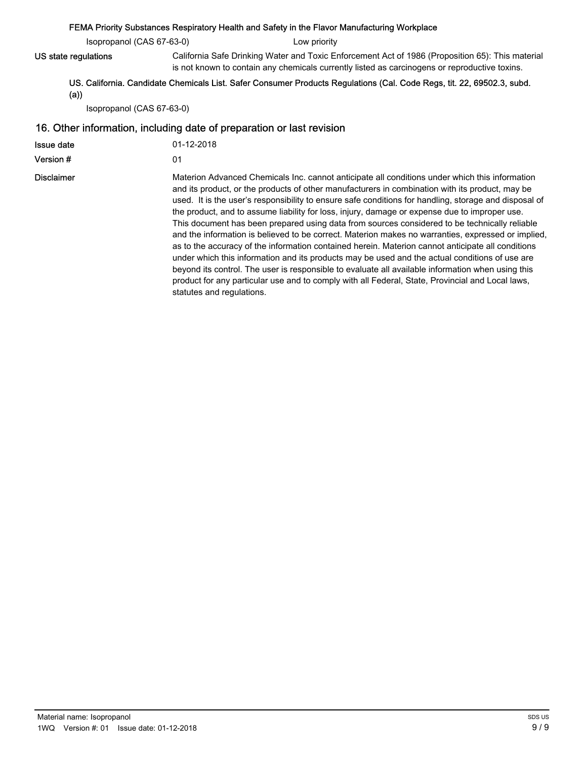**FEMA Priority Substances Respiratory Health and Safety in the Flavor Manufacturing Workplace**

| | |
|---|---|
| Isopropanol (CAS 67-63-0) | Low priority |

**US state regulations**

California Safe Drinking Water and Toxic Enforcement Act of 1986 (Proposition 65): This material is not known to contain any chemicals currently listed as carcinogens or reproductive toxins.

**US. California. Candidate Chemicals List. Safer Consumer Products Regulations (Cal. Code Regs, tit. 22, 69502.3, subd. (a))**

Isopropanol (CAS 67-63-0)

## 16. Other information, including date of preparation or last revision

**Issue date** 01-12-2018

**Version #** 01

**Disclaimer**

Materion Advanced Chemicals Inc. cannot anticipate all conditions under which this information and its product, or the products of other manufacturers in combination with its product, may be used. It is the user's responsibility to ensure safe conditions for handling, storage and disposal of the product, and to assume liability for loss, injury, damage or expense due to improper use. This document has been prepared using data from sources considered to be technically reliable and the information is believed to be correct. Materion makes no warranties, expressed or implied, as to the accuracy of the information contained herein. Materion cannot anticipate all conditions under which this information and its products may be used and the actual conditions of use are beyond its control. The user is responsible to evaluate all available information when using this product for any particular use and to comply with all Federal, State, Provincial and Local laws, statutes and regulations.